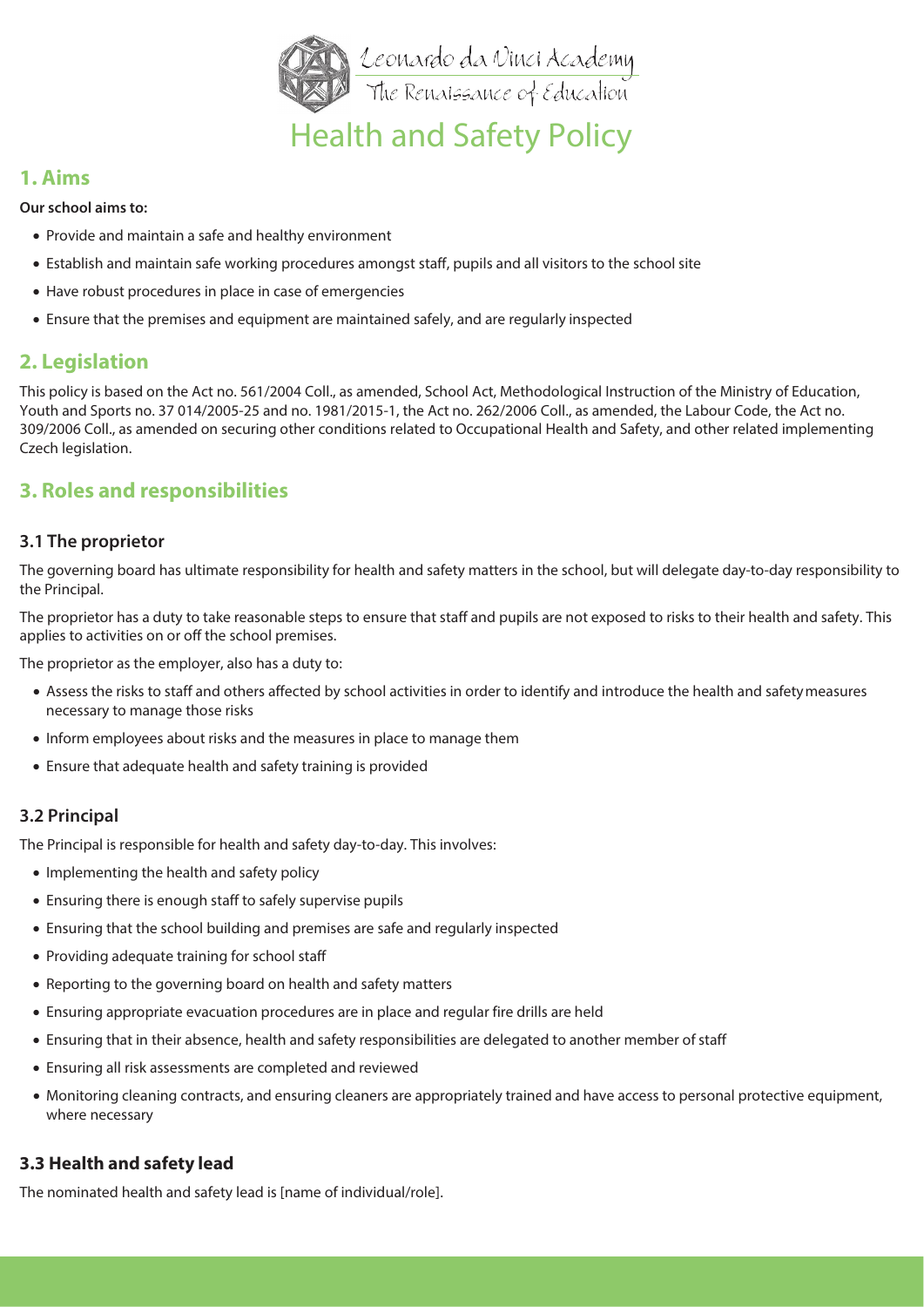Leonardo da Vinci Academy
The Renaissance of Education

# Health and Safety Policy

## 1. Aims

**Our school aims to:**

- Provide and maintain a safe and healthy environment
- Establish and maintain safe working procedures amongst staff, pupils and all visitors to the school site
- Have robust procedures in place in case of emergencies
- Ensure that the premises and equipment are maintained safely, and are regularly inspected

## 2. Legislation

This policy is based on the Act no. 561/2004 Coll., as amended, School Act, Methodological Instruction of the Ministry of Education, Youth and Sports no. 37 014/2005-25 and no. 1981/2015-1, the Act no. 262/2006 Coll., as amended, the Labour Code, the Act no. 309/2006 Coll., as amended on securing other conditions related to Occupational Health and Safety, and other related implementing Czech legislation.

## 3. Roles and responsibilities

### 3.1 The proprietor

The governing board has ultimate responsibility for health and safety matters in the school, but will delegate day-to-day responsibility to the Principal.

The proprietor has a duty to take reasonable steps to ensure that staff and pupils are not exposed to risks to their health and safety. This applies to activities on or off the school premises.

The proprietor as the employer, also has a duty to:

- Assess the risks to staff and others affected by school activities in order to identify and introduce the health and safety measures necessary to manage those risks
- Inform employees about risks and the measures in place to manage them
- Ensure that adequate health and safety training is provided

### 3.2 Principal

The Principal is responsible for health and safety day-to-day. This involves:

- Implementing the health and safety policy
- Ensuring there is enough staff to safely supervise pupils
- Ensuring that the school building and premises are safe and regularly inspected
- Providing adequate training for school staff
- Reporting to the governing board on health and safety matters
- Ensuring appropriate evacuation procedures are in place and regular fire drills are held
- Ensuring that in their absence, health and safety responsibilities are delegated to another member of staff
- Ensuring all risk assessments are completed and reviewed
- Monitoring cleaning contracts, and ensuring cleaners are appropriately trained and have access to personal protective equipment, where necessary

### 3.3 Health and safety lead

The nominated health and safety lead is [name of individual/role].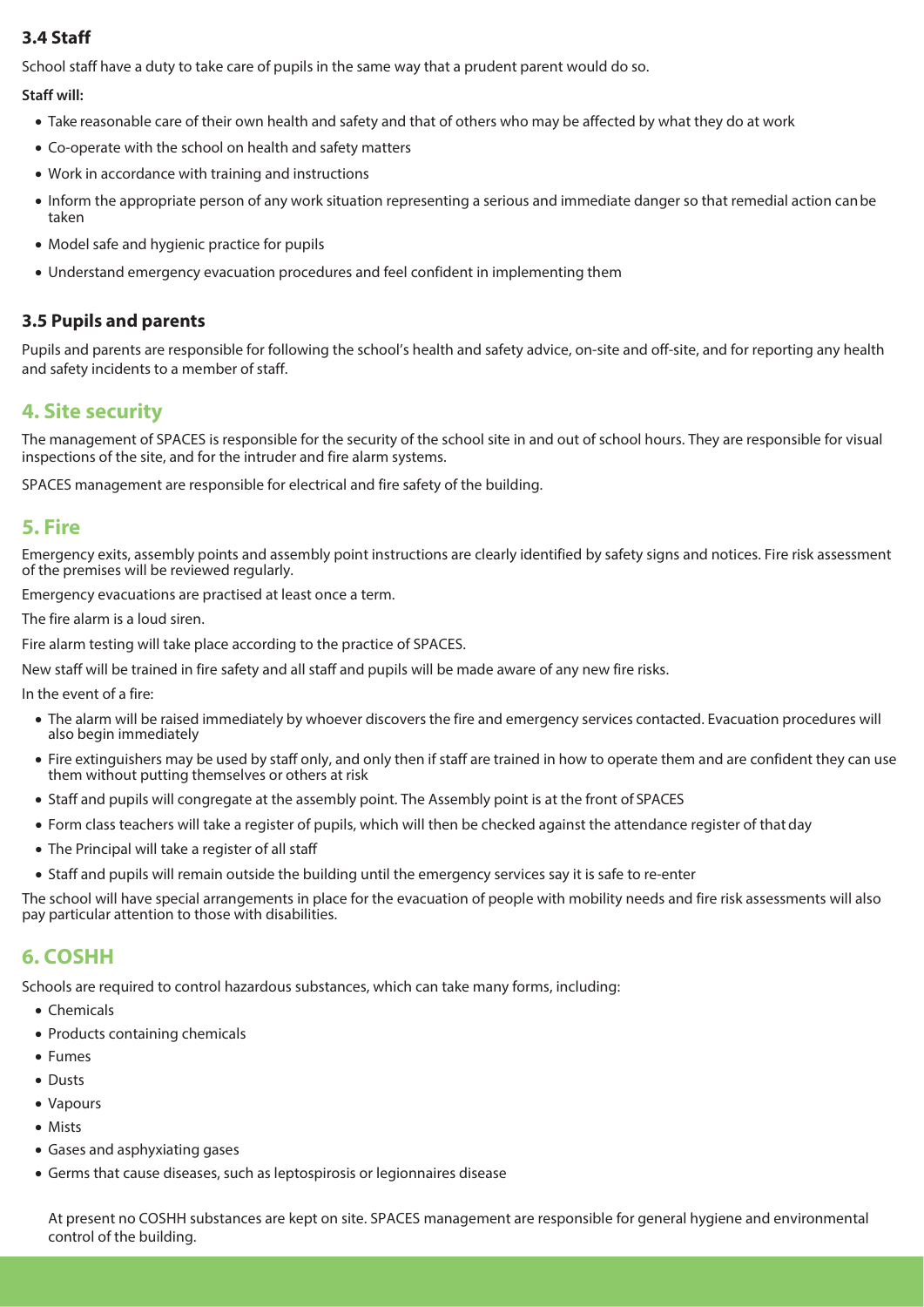### 3.4 Staff

School staff have a duty to take care of pupils in the same way that a prudent parent would do so.

**Staff will:**

- Take reasonable care of their own health and safety and that of others who may be affected by what they do at work
- Co-operate with the school on health and safety matters
- Work in accordance with training and instructions
- Inform the appropriate person of any work situation representing a serious and immediate danger so that remedial action can be taken
- Model safe and hygienic practice for pupils
- Understand emergency evacuation procedures and feel confident in implementing them

### 3.5 Pupils and parents

Pupils and parents are responsible for following the school's health and safety advice, on-site and off-site, and for reporting any health and safety incidents to a member of staff.

## 4. Site security

The management of SPACES is responsible for the security of the school site in and out of school hours. They are responsible for visual inspections of the site, and for the intruder and fire alarm systems.

SPACES management are responsible for electrical and fire safety of the building.

## 5. Fire

Emergency exits, assembly points and assembly point instructions are clearly identified by safety signs and notices. Fire risk assessment of the premises will be reviewed regularly.

Emergency evacuations are practised at least once a term.

The fire alarm is a loud siren.

Fire alarm testing will take place according to the practice of SPACES.

New staff will be trained in fire safety and all staff and pupils will be made aware of any new fire risks.

In the event of a fire:

- The alarm will be raised immediately by whoever discovers the fire and emergency services contacted. Evacuation procedures will also begin immediately
- Fire extinguishers may be used by staff only, and only then if staff are trained in how to operate them and are confident they can use them without putting themselves or others at risk
- Staff and pupils will congregate at the assembly point. The Assembly point is at the front of SPACES
- Form class teachers will take a register of pupils, which will then be checked against the attendance register of that day
- The Principal will take a register of all staff
- Staff and pupils will remain outside the building until the emergency services say it is safe to re-enter

The school will have special arrangements in place for the evacuation of people with mobility needs and fire risk assessments will also pay particular attention to those with disabilities.

## 6. COSHH

Schools are required to control hazardous substances, which can take many forms, including:

- Chemicals
- Products containing chemicals
- Fumes
- Dusts
- Vapours
- Mists
- Gases and asphyxiating gases
- Germs that cause diseases, such as leptospirosis or legionnaires disease

At present no COSHH substances are kept on site. SPACES management are responsible for general hygiene and environmental control of the building.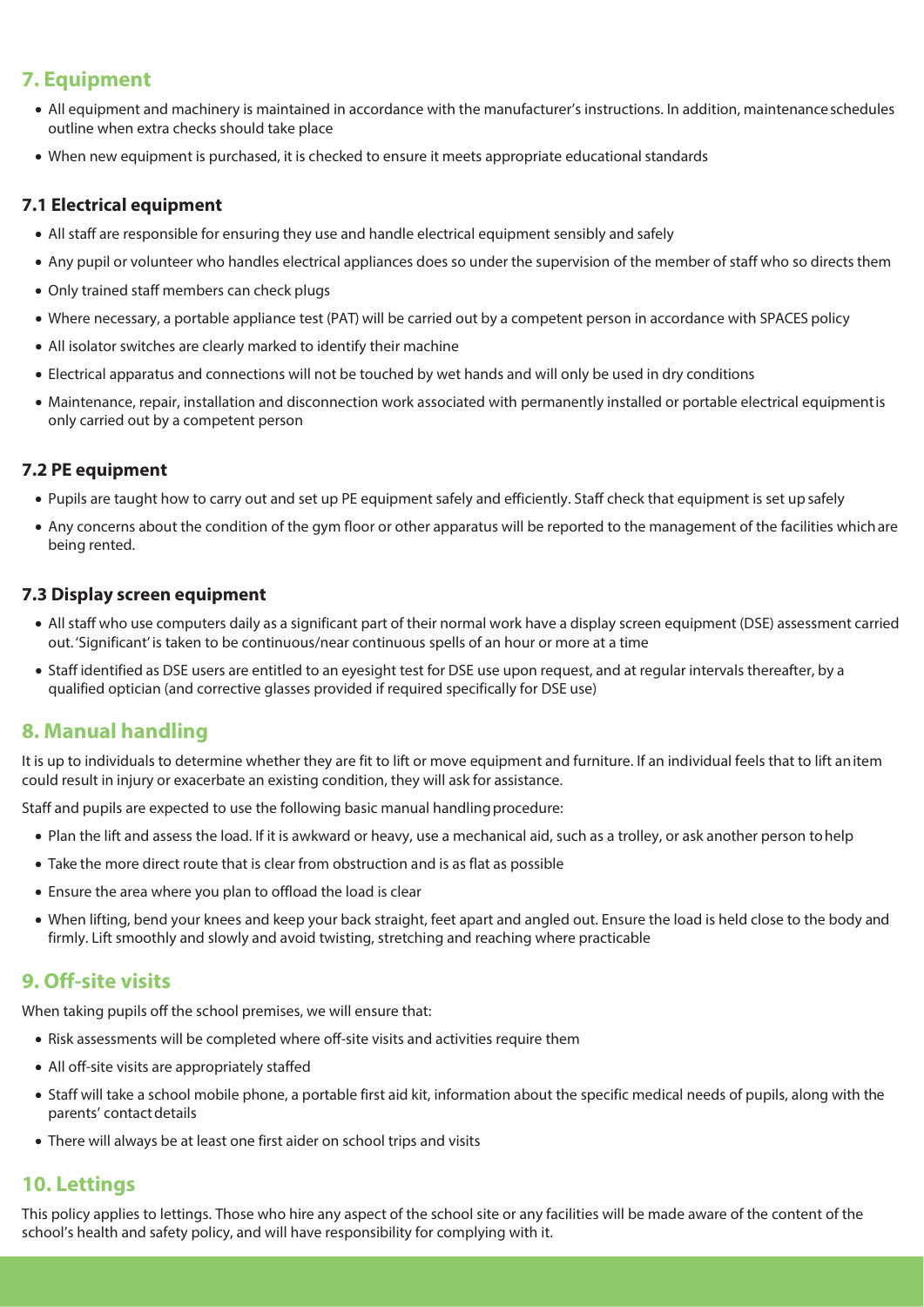## 7. Equipment

- All equipment and machinery is maintained in accordance with the manufacturer's instructions. In addition, maintenance schedules outline when extra checks should take place
- When new equipment is purchased, it is checked to ensure it meets appropriate educational standards

### 7.1 Electrical equipment

- All staff are responsible for ensuring they use and handle electrical equipment sensibly and safely
- Any pupil or volunteer who handles electrical appliances does so under the supervision of the member of staff who so directs them
- Only trained staff members can check plugs
- Where necessary, a portable appliance test (PAT) will be carried out by a competent person in accordance with SPACES policy
- All isolator switches are clearly marked to identify their machine
- Electrical apparatus and connections will not be touched by wet hands and will only be used in dry conditions
- Maintenance, repair, installation and disconnection work associated with permanently installed or portable electrical equipment is only carried out by a competent person

### 7.2 PE equipment

- Pupils are taught how to carry out and set up PE equipment safely and efficiently. Staff check that equipment is set up safely
- Any concerns about the condition of the gym floor or other apparatus will be reported to the management of the facilities which are being rented.

### 7.3 Display screen equipment

- All staff who use computers daily as a significant part of their normal work have a display screen equipment (DSE) assessment carried out. 'Significant' is taken to be continuous/near continuous spells of an hour or more at a time
- Staff identified as DSE users are entitled to an eyesight test for DSE use upon request, and at regular intervals thereafter, by a qualified optician (and corrective glasses provided if required specifically for DSE use)

## 8. Manual handling

It is up to individuals to determine whether they are fit to lift or move equipment and furniture. If an individual feels that to lift an item could result in injury or exacerbate an existing condition, they will ask for assistance.

Staff and pupils are expected to use the following basic manual handling procedure:

- Plan the lift and assess the load. If it is awkward or heavy, use a mechanical aid, such as a trolley, or ask another person to help
- Take the more direct route that is clear from obstruction and is as flat as possible
- Ensure the area where you plan to offload the load is clear
- When lifting, bend your knees and keep your back straight, feet apart and angled out. Ensure the load is held close to the body and firmly. Lift smoothly and slowly and avoid twisting, stretching and reaching where practicable

## 9. Off-site visits

When taking pupils off the school premises, we will ensure that:

- Risk assessments will be completed where off-site visits and activities require them
- All off-site visits are appropriately staffed
- Staff will take a school mobile phone, a portable first aid kit, information about the specific medical needs of pupils, along with the parents' contact details
- There will always be at least one first aider on school trips and visits

## 10. Lettings

This policy applies to lettings. Those who hire any aspect of the school site or any facilities will be made aware of the content of the school's health and safety policy, and will have responsibility for complying with it.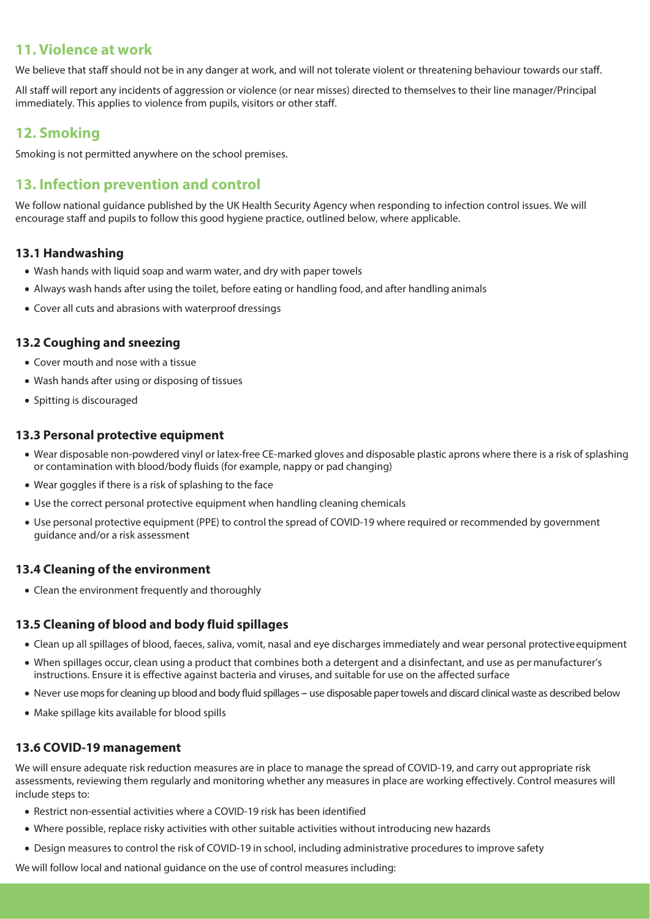## 11. Violence at work

We believe that staff should not be in any danger at work, and will not tolerate violent or threatening behaviour towards our staff.

All staff will report any incidents of aggression or violence (or near misses) directed to themselves to their line manager/Principal immediately. This applies to violence from pupils, visitors or other staff.

## 12. Smoking

Smoking is not permitted anywhere on the school premises.

## 13. Infection prevention and control

We follow national guidance published by the UK Health Security Agency when responding to infection control issues. We will encourage staff and pupils to follow this good hygiene practice, outlined below, where applicable.

### 13.1 Handwashing

- Wash hands with liquid soap and warm water, and dry with paper towels
- Always wash hands after using the toilet, before eating or handling food, and after handling animals
- Cover all cuts and abrasions with waterproof dressings

### 13.2 Coughing and sneezing

- Cover mouth and nose with a tissue
- Wash hands after using or disposing of tissues
- Spitting is discouraged

### 13.3 Personal protective equipment

- Wear disposable non-powdered vinyl or latex-free CE-marked gloves and disposable plastic aprons where there is a risk of splashing or contamination with blood/body fluids (for example, nappy or pad changing)
- Wear goggles if there is a risk of splashing to the face
- Use the correct personal protective equipment when handling cleaning chemicals
- Use personal protective equipment (PPE) to control the spread of COVID-19 where required or recommended by government guidance and/or a risk assessment

### 13.4 Cleaning of the environment

- Clean the environment frequently and thoroughly

### 13.5 Cleaning of blood and body fluid spillages

- Clean up all spillages of blood, faeces, saliva, vomit, nasal and eye discharges immediately and wear personal protective equipment
- When spillages occur, clean using a product that combines both a detergent and a disinfectant, and use as per manufacturer's instructions. Ensure it is effective against bacteria and viruses, and suitable for use on the affected surface
- Never use mops for cleaning up blood and body fluid spillages – use disposable paper towels and discard clinical waste as described below
- Make spillage kits available for blood spills

### 13.6 COVID-19 management

We will ensure adequate risk reduction measures are in place to manage the spread of COVID-19, and carry out appropriate risk assessments, reviewing them regularly and monitoring whether any measures in place are working effectively. Control measures will include steps to:

- Restrict non-essential activities where a COVID-19 risk has been identified
- Where possible, replace risky activities with other suitable activities without introducing new hazards
- Design measures to control the risk of COVID-19 in school, including administrative procedures to improve safety

We will follow local and national guidance on the use of control measures including: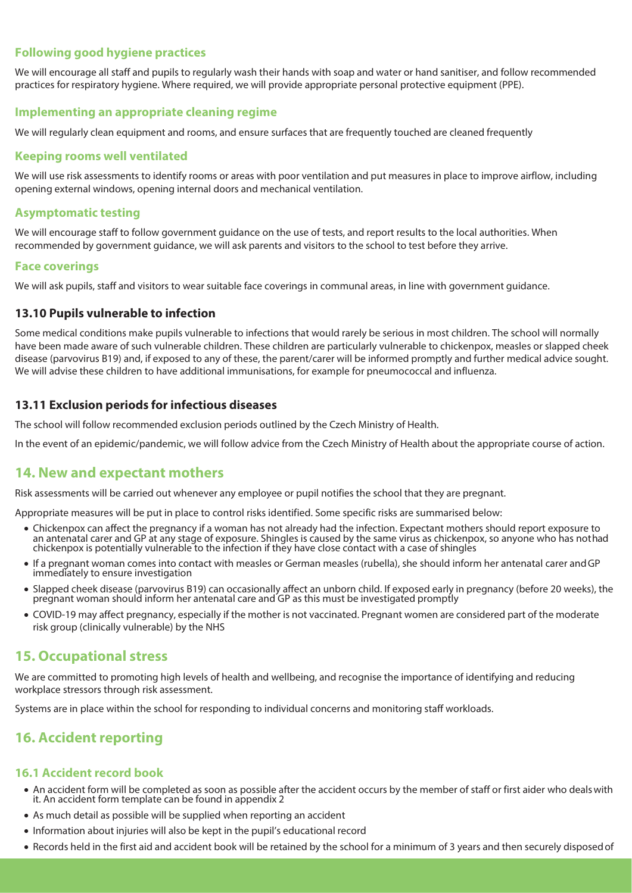#### Following good hygiene practices

We will encourage all staff and pupils to regularly wash their hands with soap and water or hand sanitiser, and follow recommended practices for respiratory hygiene. Where required, we will provide appropriate personal protective equipment (PPE).

#### Implementing an appropriate cleaning regime

We will regularly clean equipment and rooms, and ensure surfaces that are frequently touched are cleaned frequently

#### Keeping rooms well ventilated

We will use risk assessments to identify rooms or areas with poor ventilation and put measures in place to improve airflow, including opening external windows, opening internal doors and mechanical ventilation.

#### Asymptomatic testing

We will encourage staff to follow government guidance on the use of tests, and report results to the local authorities. When recommended by government guidance, we will ask parents and visitors to the school to test before they arrive.

#### Face coverings

We will ask pupils, staff and visitors to wear suitable face coverings in communal areas, in line with government guidance.

### 13.10 Pupils vulnerable to infection

Some medical conditions make pupils vulnerable to infections that would rarely be serious in most children. The school will normally have been made aware of such vulnerable children. These children are particularly vulnerable to chickenpox, measles or slapped cheek disease (parvovirus B19) and, if exposed to any of these, the parent/carer will be informed promptly and further medical advice sought. We will advise these children to have additional immunisations, for example for pneumococcal and influenza.

### 13.11 Exclusion periods for infectious diseases

The school will follow recommended exclusion periods outlined by the Czech Ministry of Health.

In the event of an epidemic/pandemic, we will follow advice from the Czech Ministry of Health about the appropriate course of action.

## 14. New and expectant mothers

Risk assessments will be carried out whenever any employee or pupil notifies the school that they are pregnant.

Appropriate measures will be put in place to control risks identified. Some specific risks are summarised below:

- Chickenpox can affect the pregnancy if a woman has not already had the infection. Expectant mothers should report exposure to an antenatal carer and GP at any stage of exposure. Shingles is caused by the same virus as chickenpox, so anyone who has not had chickenpox is potentially vulnerable to the infection if they have close contact with a case of shingles
- If a pregnant woman comes into contact with measles or German measles (rubella), she should inform her antenatal carer and GP immediately to ensure investigation
- Slapped cheek disease (parvovirus B19) can occasionally affect an unborn child. If exposed early in pregnancy (before 20 weeks), the pregnant woman should inform her antenatal care and GP as this must be investigated promptly
- COVID-19 may affect pregnancy, especially if the mother is not vaccinated. Pregnant women are considered part of the moderate risk group (clinically vulnerable) by the NHS

## 15. Occupational stress

We are committed to promoting high levels of health and wellbeing, and recognise the importance of identifying and reducing workplace stressors through risk assessment.

Systems are in place within the school for responding to individual concerns and monitoring staff workloads.

## 16. Accident reporting

### 16.1 Accident record book

- An accident form will be completed as soon as possible after the accident occurs by the member of staff or first aider who deals with it. An accident form template can be found in appendix 2
- As much detail as possible will be supplied when reporting an accident
- Information about injuries will also be kept in the pupil's educational record
- Records held in the first aid and accident book will be retained by the school for a minimum of 3 years and then securely disposed of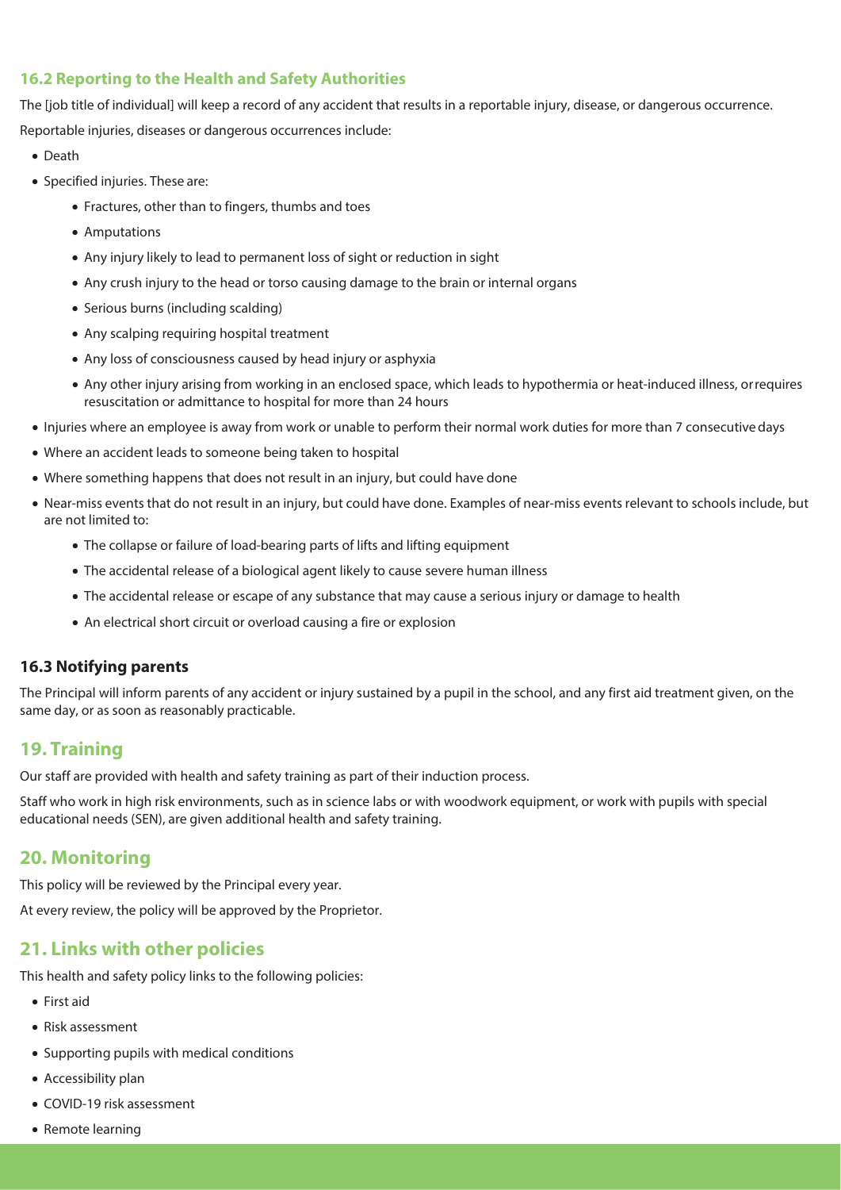### 16.2 Reporting to the Health and Safety Authorities

The [job title of individual] will keep a record of any accident that results in a reportable injury, disease, or dangerous occurrence.

Reportable injuries, diseases or dangerous occurrences include:

- Death
- Specified injuries. These are:
  - Fractures, other than to fingers, thumbs and toes
  - Amputations
  - Any injury likely to lead to permanent loss of sight or reduction in sight
  - Any crush injury to the head or torso causing damage to the brain or internal organs
  - Serious burns (including scalding)
  - Any scalping requiring hospital treatment
  - Any loss of consciousness caused by head injury or asphyxia
  - Any other injury arising from working in an enclosed space, which leads to hypothermia or heat-induced illness, or requires resuscitation or admittance to hospital for more than 24 hours
- Injuries where an employee is away from work or unable to perform their normal work duties for more than 7 consecutive days
- Where an accident leads to someone being taken to hospital
- Where something happens that does not result in an injury, but could have done
- Near-miss events that do not result in an injury, but could have done. Examples of near-miss events relevant to schools include, but are not limited to:
  - The collapse or failure of load-bearing parts of lifts and lifting equipment
  - The accidental release of a biological agent likely to cause severe human illness
  - The accidental release or escape of any substance that may cause a serious injury or damage to health
  - An electrical short circuit or overload causing a fire or explosion

### 16.3 Notifying parents

The Principal will inform parents of any accident or injury sustained by a pupil in the school, and any first aid treatment given, on the same day, or as soon as reasonably practicable.

## 19. Training

Our staff are provided with health and safety training as part of their induction process.

Staff who work in high risk environments, such as in science labs or with woodwork equipment, or work with pupils with special educational needs (SEN), are given additional health and safety training.

## 20. Monitoring

This policy will be reviewed by the Principal every year.

At every review, the policy will be approved by the Proprietor.

## 21. Links with other policies

This health and safety policy links to the following policies:

- First aid
- Risk assessment
- Supporting pupils with medical conditions
- Accessibility plan
- COVID-19 risk assessment
- Remote learning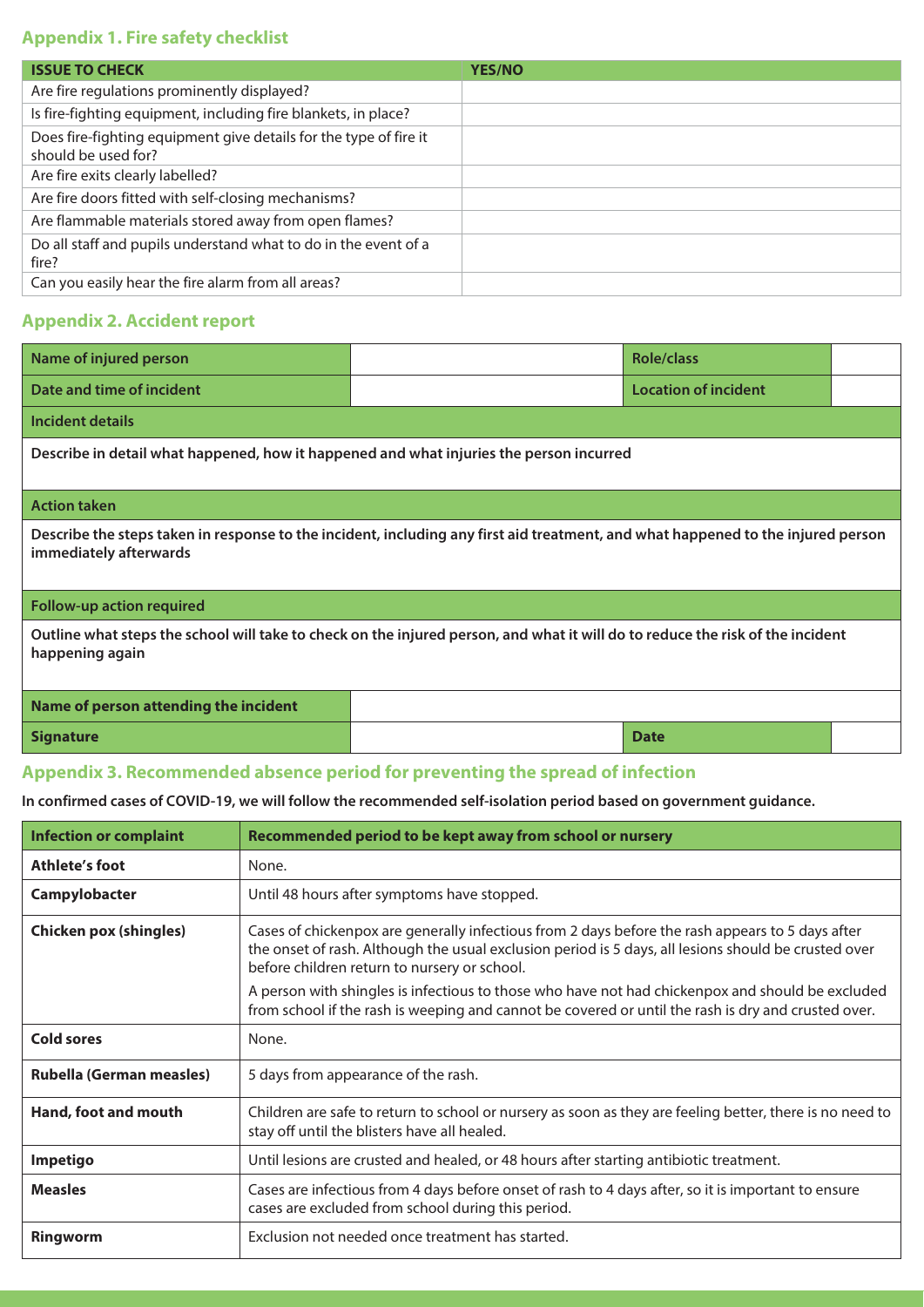## Appendix 1. Fire safety checklist

| ISSUE TO CHECK | YES/NO |
|---|---|
| Are fire regulations prominently displayed? | |
| Is fire-fighting equipment, including fire blankets, in place? | |
| Does fire-fighting equipment give details for the type of fire it should be used for? | |
| Are fire exits clearly labelled? | |
| Are fire doors fitted with self-closing mechanisms? | |
| Are flammable materials stored away from open flames? | |
| Do all staff and pupils understand what to do in the event of a fire? | |
| Can you easily hear the fire alarm from all areas? | |

## Appendix 2. Accident report

| Name of injured person | | Role/class | |
|---|---|---|---|
| Date and time of incident | | Location of incident | |
| **Incident details** | | | |
| **Describe in detail what happened, how it happened and what injuries the person incurred** | | | |
| **Action taken** | | | |
| **Describe the steps taken in response to the incident, including any first aid treatment, and what happened to the injured person immediately afterwards** | | | |
| **Follow-up action required** | | | |
| **Outline what steps the school will take to check on the injured person, and what it will do to reduce the risk of the incident happening again** | | | |
| **Name of person attending the incident** | | | |
| **Signature** | | **Date** | |

## Appendix 3. Recommended absence period for preventing the spread of infection

**In confirmed cases of COVID-19, we will follow the recommended self-isolation period based on government guidance.**

| Infection or complaint | Recommended period to be kept away from school or nursery |
|---|---|
| **Athlete's foot** | None. |
| **Campylobacter** | Until 48 hours after symptoms have stopped. |
| **Chicken pox (shingles)** | Cases of chickenpox are generally infectious from 2 days before the rash appears to 5 days after the onset of rash. Although the usual exclusion period is 5 days, all lesions should be crusted over before children return to nursery or school.<br>A person with shingles is infectious to those who have not had chickenpox and should be excluded from school if the rash is weeping and cannot be covered or until the rash is dry and crusted over. |
| **Cold sores** | None. |
| **Rubella (German measles)** | 5 days from appearance of the rash. |
| **Hand, foot and mouth** | Children are safe to return to school or nursery as soon as they are feeling better, there is no need to stay off until the blisters have all healed. |
| **Impetigo** | Until lesions are crusted and healed, or 48 hours after starting antibiotic treatment. |
| **Measles** | Cases are infectious from 4 days before onset of rash to 4 days after, so it is important to ensure cases are excluded from school during this period. |
| **Ringworm** | Exclusion not needed once treatment has started. |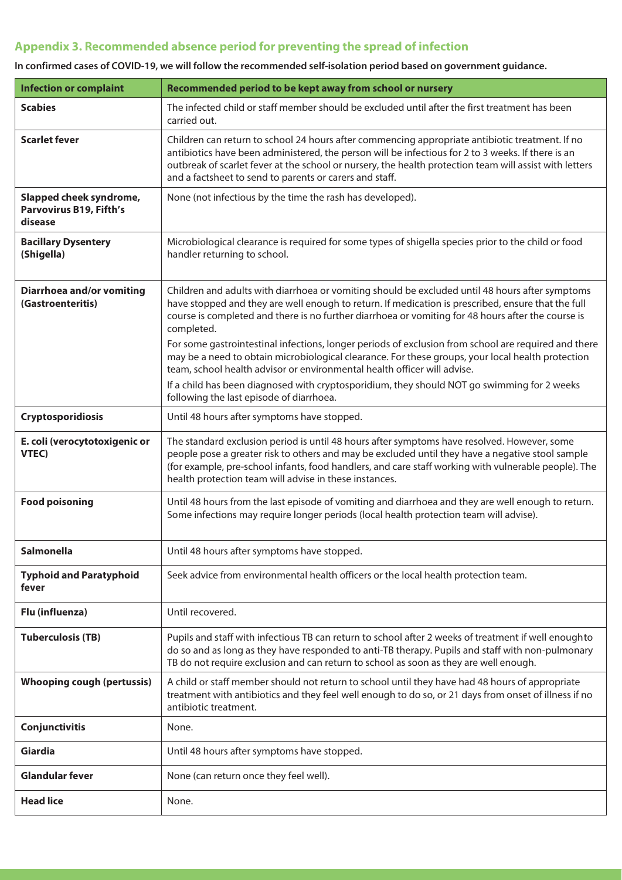## Appendix 3. Recommended absence period for preventing the spread of infection

**In confirmed cases of COVID-19, we will follow the recommended self-isolation period based on government guidance.**

| Infection or complaint | Recommended period to be kept away from school or nursery |
| --- | --- |
| **Scabies** | The infected child or staff member should be excluded until after the first treatment has been carried out. |
| **Scarlet fever** | Children can return to school 24 hours after commencing appropriate antibiotic treatment. If no antibiotics have been administered, the person will be infectious for 2 to 3 weeks. If there is an outbreak of scarlet fever at the school or nursery, the health protection team will assist with letters and a factsheet to send to parents or carers and staff. |
| **Slapped cheek syndrome, Parvovirus B19, Fifth's disease** | None (not infectious by the time the rash has developed). |
| **Bacillary Dysentery (Shigella)** | Microbiological clearance is required for some types of shigella species prior to the child or food handler returning to school. |
| **Diarrhoea and/or vomiting (Gastroenteritis)** | Children and adults with diarrhoea or vomiting should be excluded until 48 hours after symptoms have stopped and they are well enough to return. If medication is prescribed, ensure that the full course is completed and there is no further diarrhoea or vomiting for 48 hours after the course is completed.<br>For some gastrointestinal infections, longer periods of exclusion from school are required and there may be a need to obtain microbiological clearance. For these groups, your local health protection team, school health advisor or environmental health officer will advise.<br>If a child has been diagnosed with cryptosporidium, they should NOT go swimming for 2 weeks following the last episode of diarrhoea. |
| **Cryptosporidiosis** | Until 48 hours after symptoms have stopped. |
| **E. coli (verocytotoxigenic or VTEC)** | The standard exclusion period is until 48 hours after symptoms have resolved. However, some people pose a greater risk to others and may be excluded until they have a negative stool sample (for example, pre-school infants, food handlers, and care staff working with vulnerable people). The health protection team will advise in these instances. |
| **Food poisoning** | Until 48 hours from the last episode of vomiting and diarrhoea and they are well enough to return. Some infections may require longer periods (local health protection team will advise). |
| **Salmonella** | Until 48 hours after symptoms have stopped. |
| **Typhoid and Paratyphoid fever** | Seek advice from environmental health officers or the local health protection team. |
| **Flu (influenza)** | Until recovered. |
| **Tuberculosis (TB)** | Pupils and staff with infectious TB can return to school after 2 weeks of treatment if well enoughto do so and as long as they have responded to anti-TB therapy. Pupils and staff with non-pulmonary TB do not require exclusion and can return to school as soon as they are well enough. |
| **Whooping cough (pertussis)** | A child or staff member should not return to school until they have had 48 hours of appropriate treatment with antibiotics and they feel well enough to do so, or 21 days from onset of illness if no antibiotic treatment. |
| **Conjunctivitis** | None. |
| **Giardia** | Until 48 hours after symptoms have stopped. |
| **Glandular fever** | None (can return once they feel well). |
| **Head lice** | None. |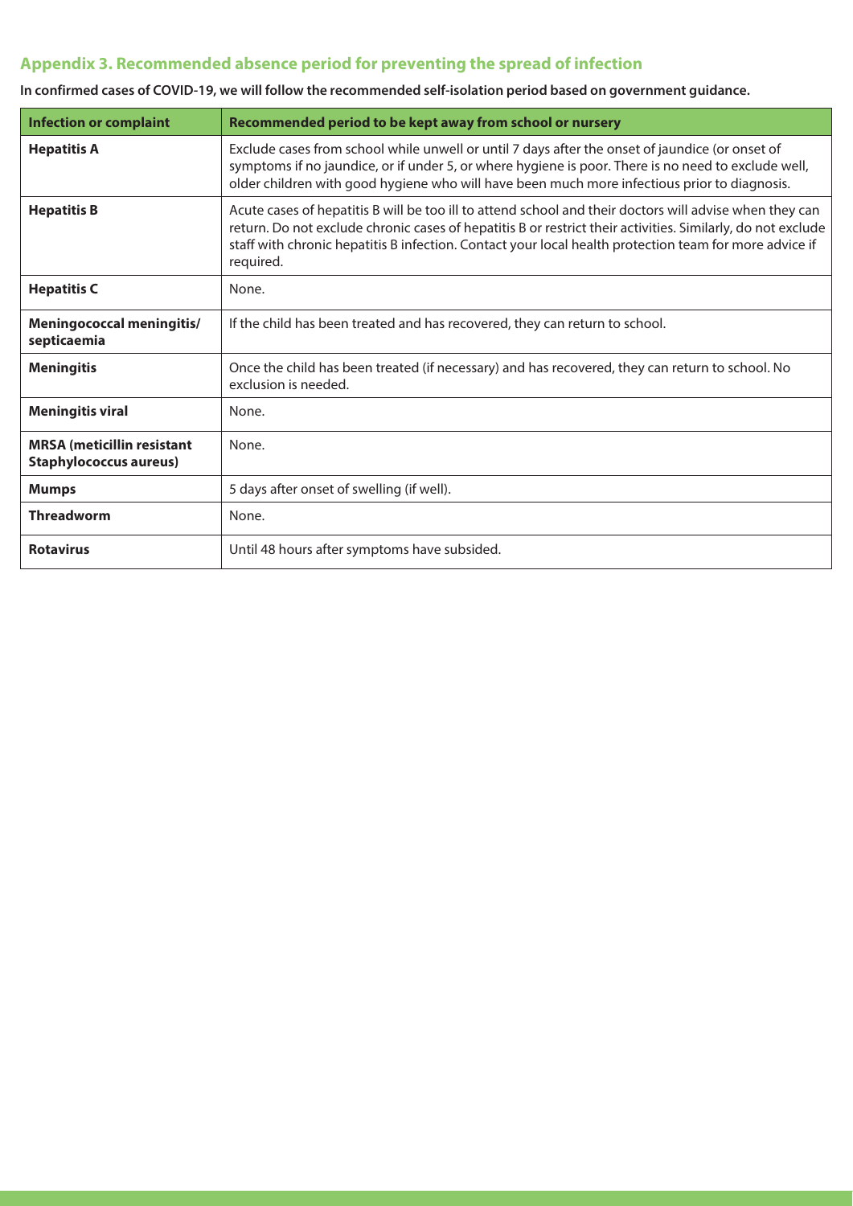## Appendix 3. Recommended absence period for preventing the spread of infection

**In confirmed cases of COVID-19, we will follow the recommended self-isolation period based on government guidance.**

| Infection or complaint | Recommended period to be kept away from school or nursery |
|---|---|
| **Hepatitis A** | Exclude cases from school while unwell or until 7 days after the onset of jaundice (or onset of symptoms if no jaundice, or if under 5, or where hygiene is poor. There is no need to exclude well, older children with good hygiene who will have been much more infectious prior to diagnosis. |
| **Hepatitis B** | Acute cases of hepatitis B will be too ill to attend school and their doctors will advise when they can return. Do not exclude chronic cases of hepatitis B or restrict their activities. Similarly, do not exclude staff with chronic hepatitis B infection. Contact your local health protection team for more advice if required. |
| **Hepatitis C** | None. |
| **Meningococcal meningitis/ septicaemia** | If the child has been treated and has recovered, they can return to school. |
| **Meningitis** | Once the child has been treated (if necessary) and has recovered, they can return to school. No exclusion is needed. |
| **Meningitis viral** | None. |
| **MRSA (meticillin resistant Staphylococcus aureus)** | None. |
| **Mumps** | 5 days after onset of swelling (if well). |
| **Threadworm** | None. |
| **Rotavirus** | Until 48 hours after symptoms have subsided. |